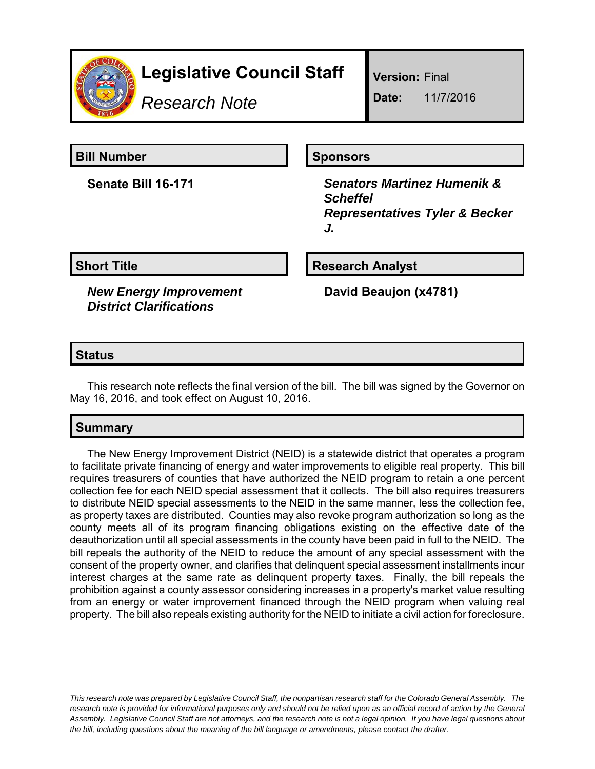# Legislative Council Staff

*Research Note*

**Version:** Final

**Date:** 11/7/2016

## Bill Number

**Senate Bill 16-171**

## Sponsors

***Senators Martinez Humenik & Scheffel***
***Representatives Tyler & Becker J.***

## Short Title

***New Energy Improvement District Clarifications***

## Research Analyst

**David Beaujon (x4781)**

## Status

This research note reflects the final version of the bill. The bill was signed by the Governor on May 16, 2016, and took effect on August 10, 2016.

## Summary

The New Energy Improvement District (NEID) is a statewide district that operates a program to facilitate private financing of energy and water improvements to eligible real property. This bill requires treasurers of counties that have authorized the NEID program to retain a one percent collection fee for each NEID special assessment that it collects. The bill also requires treasurers to distribute NEID special assessments to the NEID in the same manner, less the collection fee, as property taxes are distributed. Counties may also revoke program authorization so long as the county meets all of its program financing obligations existing on the effective date of the deauthorization until all special assessments in the county have been paid in full to the NEID. The bill repeals the authority of the NEID to reduce the amount of any special assessment with the consent of the property owner, and clarifies that delinquent special assessment installments incur interest charges at the same rate as delinquent property taxes. Finally, the bill repeals the prohibition against a county assessor considering increases in a property's market value resulting from an energy or water improvement financed through the NEID program when valuing real property. The bill also repeals existing authority for the NEID to initiate a civil action for foreclosure.

*This research note was prepared by Legislative Council Staff, the nonpartisan research staff for the Colorado General Assembly. The research note is provided for informational purposes only and should not be relied upon as an official record of action by the General Assembly. Legislative Council Staff are not attorneys, and the research note is not a legal opinion. If you have legal questions about the bill, including questions about the meaning of the bill language or amendments, please contact the drafter.*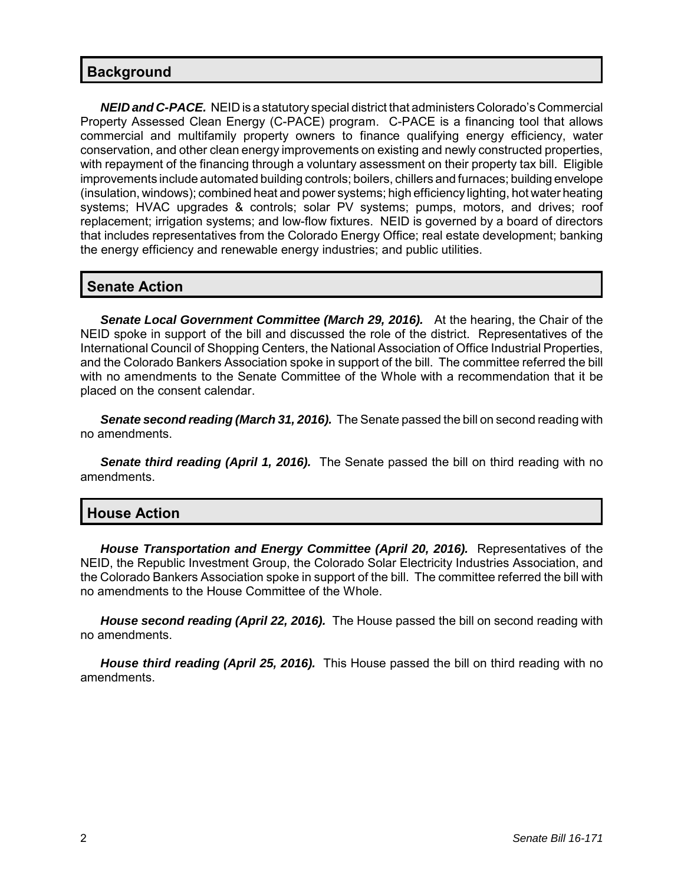## Background

***NEID and C-PACE.*** NEID is a statutory special district that administers Colorado's Commercial Property Assessed Clean Energy (C-PACE) program. C-PACE is a financing tool that allows commercial and multifamily property owners to finance qualifying energy efficiency, water conservation, and other clean energy improvements on existing and newly constructed properties, with repayment of the financing through a voluntary assessment on their property tax bill. Eligible improvements include automated building controls; boilers, chillers and furnaces; building envelope (insulation, windows); combined heat and power systems; high efficiency lighting, hot water heating systems; HVAC upgrades & controls; solar PV systems; pumps, motors, and drives; roof replacement; irrigation systems; and low-flow fixtures. NEID is governed by a board of directors that includes representatives from the Colorado Energy Office; real estate development; banking the energy efficiency and renewable energy industries; and public utilities.

## Senate Action

***Senate Local Government Committee (March 29, 2016).*** At the hearing, the Chair of the NEID spoke in support of the bill and discussed the role of the district. Representatives of the International Council of Shopping Centers, the National Association of Office Industrial Properties, and the Colorado Bankers Association spoke in support of the bill. The committee referred the bill with no amendments to the Senate Committee of the Whole with a recommendation that it be placed on the consent calendar.

***Senate second reading (March 31, 2016).*** The Senate passed the bill on second reading with no amendments.

***Senate third reading (April 1, 2016).*** The Senate passed the bill on third reading with no amendments.

## House Action

***House Transportation and Energy Committee (April 20, 2016).*** Representatives of the NEID, the Republic Investment Group, the Colorado Solar Electricity Industries Association, and the Colorado Bankers Association spoke in support of the bill. The committee referred the bill with no amendments to the House Committee of the Whole.

***House second reading (April 22, 2016).*** The House passed the bill on second reading with no amendments.

***House third reading (April 25, 2016).*** This House passed the bill on third reading with no amendments.